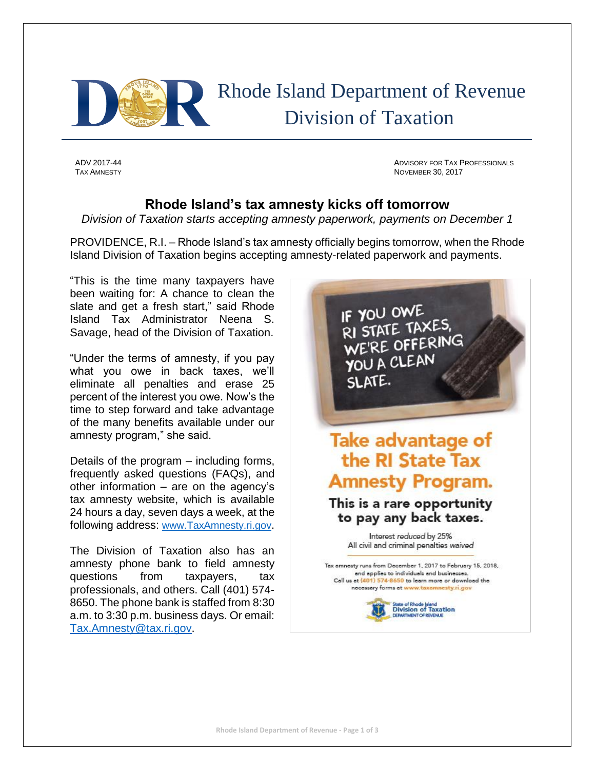# Rhode Island Department of Revenue
## Division of Taxation

ADV 2017-44
TAX AMNESTY

ADVISORY FOR TAX PROFESSIONALS
NOVEMBER 30, 2017

## Rhode Island's tax amnesty kicks off tomorrow

*Division of Taxation starts accepting amnesty paperwork, payments on December 1*

PROVIDENCE, R.I. – Rhode Island's tax amnesty officially begins tomorrow, when the Rhode Island Division of Taxation begins accepting amnesty-related paperwork and payments.

"This is the time many taxpayers have been waiting for: A chance to clean the slate and get a fresh start," said Rhode Island Tax Administrator Neena S. Savage, head of the Division of Taxation.

"Under the terms of amnesty, if you pay what you owe in back taxes, we'll eliminate all penalties and erase 25 percent of the interest you owe. Now's the time to step forward and take advantage of the many benefits available under our amnesty program," she said.

Details of the program – including forms, frequently asked questions (FAQs), and other information – are on the agency's tax amnesty website, which is available 24 hours a day, seven days a week, at the following address: www.TaxAmnesty.ri.gov.

The Division of Taxation also has an amnesty phone bank to field amnesty questions from taxpayers, tax professionals, and others. Call (401) 574-8650. The phone bank is staffed from 8:30 a.m. to 3:30 p.m. business days. Or email: Tax.Amnesty@tax.ri.gov.

IF YOU OWE RI STATE TAXES, WE'RE OFFERING YOU A CLEAN SLATE.

**Take advantage of the RI State Tax Amnesty Program.**

**This is a rare opportunity to pay any back taxes.**

Interest *reduced* by 25%
All civil and criminal penalties *waived*

Tax amnesty runs from December 1, 2017 to February 15, 2018, and applies to individuals and businesses. Call us at (401) 574-8650 to learn more or download the necessary forms at www.taxamnesty.ri.gov

State of Rhode Island
Division of Taxation
DEPARTMENT OF REVENUE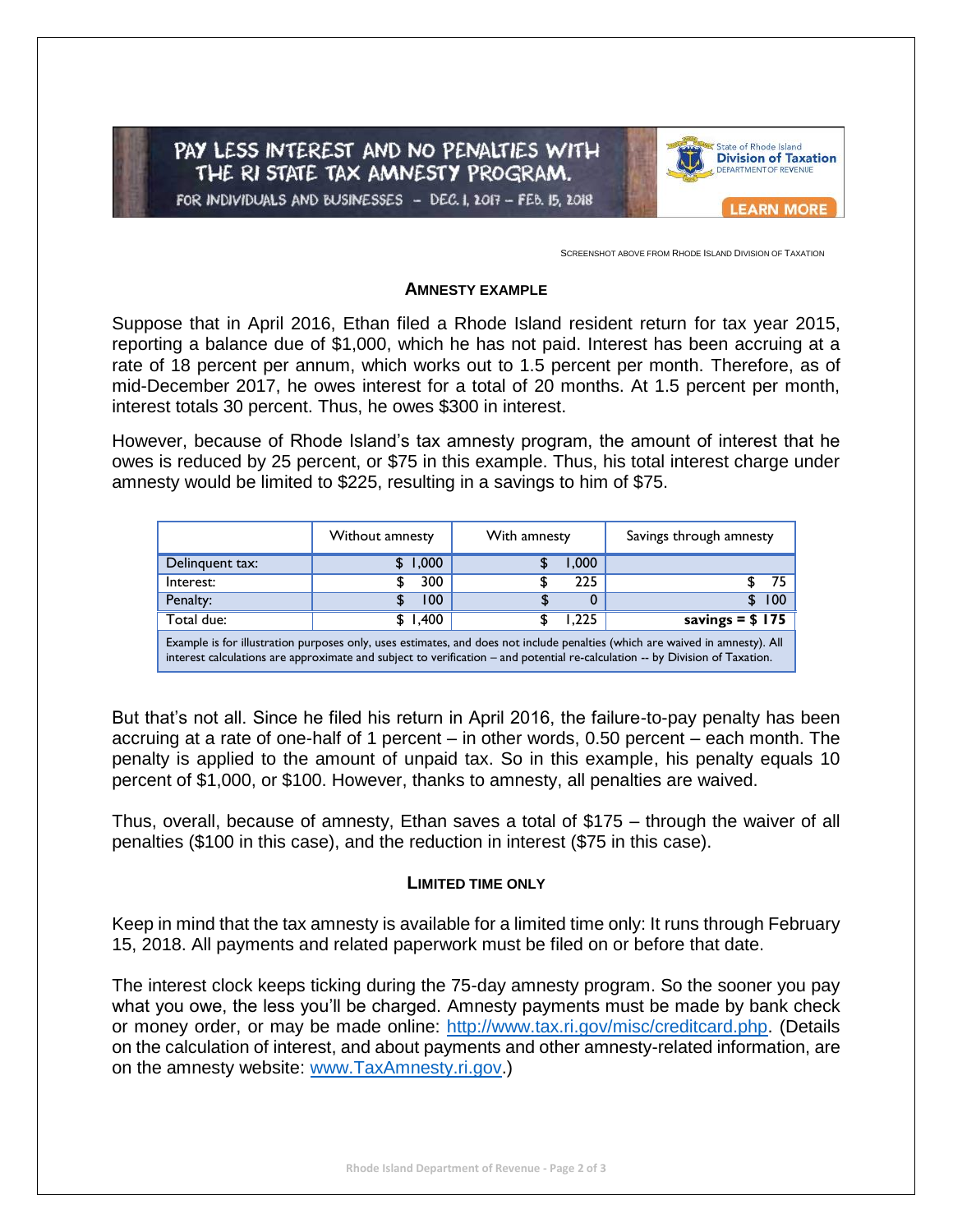PAY LESS INTEREST AND NO PENALTIES WITH THE RI STATE TAX AMNESTY PROGRAM.

FOR INDIVIDUALS AND BUSINESSES – DEC. 1, 2017 – FEB. 15, 2018

State of Rhode Island **Division of Taxation** DEPARTMENT OF REVENUE

LEARN MORE

SCREENSHOT ABOVE FROM RHODE ISLAND DIVISION OF TAXATION

## AMNESTY EXAMPLE

Suppose that in April 2016, Ethan filed a Rhode Island resident return for tax year 2015, reporting a balance due of $1,000, which he has not paid. Interest has been accruing at a rate of 18 percent per annum, which works out to 1.5 percent per month. Therefore, as of mid-December 2017, he owes interest for a total of 20 months. At 1.5 percent per month, interest totals 30 percent. Thus, he owes $300 in interest.

However, because of Rhode Island's tax amnesty program, the amount of interest that he owes is reduced by 25 percent, or $75 in this example. Thus, his total interest charge under amnesty would be limited to $225, resulting in a savings to him of $75.

| | Without amnesty | With amnesty | Savings through amnesty |
|---|---|---|---|
| Delinquent tax: | $ 1,000 | $ 1,000 | |
| Interest: | $ 300 | $ 225 | $ 75 |
| Penalty: | $ 100 | $ 0 | $ 100 |
| Total due: | $ 1,400 | $ 1,225 | **savings = $ 175** |

Example is for illustration purposes only, uses estimates, and does not include penalties (which are waived in amnesty). All interest calculations are approximate and subject to verification – and potential re-calculation -- by Division of Taxation.

But that's not all. Since he filed his return in April 2016, the failure-to-pay penalty has been accruing at a rate of one-half of 1 percent – in other words, 0.50 percent – each month. The penalty is applied to the amount of unpaid tax. So in this example, his penalty equals 10 percent of $1,000, or $100. However, thanks to amnesty, all penalties are waived.

Thus, overall, because of amnesty, Ethan saves a total of $175 – through the waiver of all penalties ($100 in this case), and the reduction in interest ($75 in this case).

## LIMITED TIME ONLY

Keep in mind that the tax amnesty is available for a limited time only: It runs through February 15, 2018. All payments and related paperwork must be filed on or before that date.

The interest clock keeps ticking during the 75-day amnesty program. So the sooner you pay what you owe, the less you'll be charged. Amnesty payments must be made by bank check or money order, or may be made online: http://www.tax.ri.gov/misc/creditcard.php. (Details on the calculation of interest, and about payments and other amnesty-related information, are on the amnesty website: www.TaxAmnesty.ri.gov.)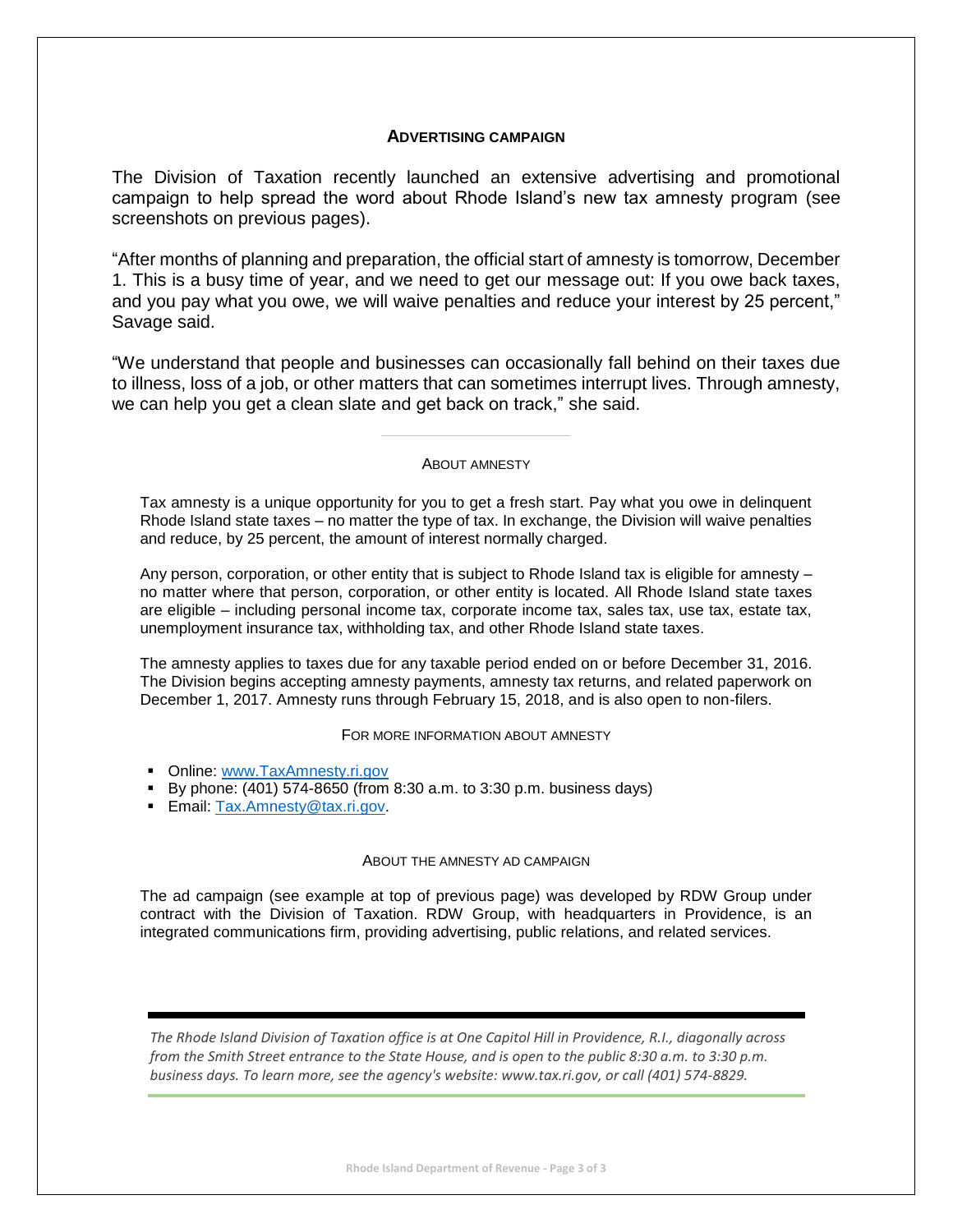## Advertising campaign

The Division of Taxation recently launched an extensive advertising and promotional campaign to help spread the word about Rhode Island's new tax amnesty program (see screenshots on previous pages).

"After months of planning and preparation, the official start of amnesty is tomorrow, December 1. This is a busy time of year, and we need to get our message out: If you owe back taxes, and you pay what you owe, we will waive penalties and reduce your interest by 25 percent," Savage said.

"We understand that people and businesses can occasionally fall behind on their taxes due to illness, loss of a job, or other matters that can sometimes interrupt lives. Through amnesty, we can help you get a clean slate and get back on track," she said.

---

### About amnesty

Tax amnesty is a unique opportunity for you to get a fresh start. Pay what you owe in delinquent Rhode Island state taxes – no matter the type of tax. In exchange, the Division will waive penalties and reduce, by 25 percent, the amount of interest normally charged.

Any person, corporation, or other entity that is subject to Rhode Island tax is eligible for amnesty – no matter where that person, corporation, or other entity is located. All Rhode Island state taxes are eligible – including personal income tax, corporate income tax, sales tax, use tax, estate tax, unemployment insurance tax, withholding tax, and other Rhode Island state taxes.

The amnesty applies to taxes due for any taxable period ended on or before December 31, 2016. The Division begins accepting amnesty payments, amnesty tax returns, and related paperwork on December 1, 2017. Amnesty runs through February 15, 2018, and is also open to non-filers.

### For more information about amnesty

- Online: www.TaxAmnesty.ri.gov
- By phone: (401) 574-8650 (from 8:30 a.m. to 3:30 p.m. business days)
- Email: Tax.Amnesty@tax.ri.gov.

### About the amnesty ad campaign

The ad campaign (see example at top of previous page) was developed by RDW Group under contract with the Division of Taxation. RDW Group, with headquarters in Providence, is an integrated communications firm, providing advertising, public relations, and related services.

---

*The Rhode Island Division of Taxation office is at One Capitol Hill in Providence, R.I., diagonally across from the Smith Street entrance to the State House, and is open to the public 8:30 a.m. to 3:30 p.m. business days. To learn more, see the agency's website: www.tax.ri.gov, or call (401) 574-8829.*